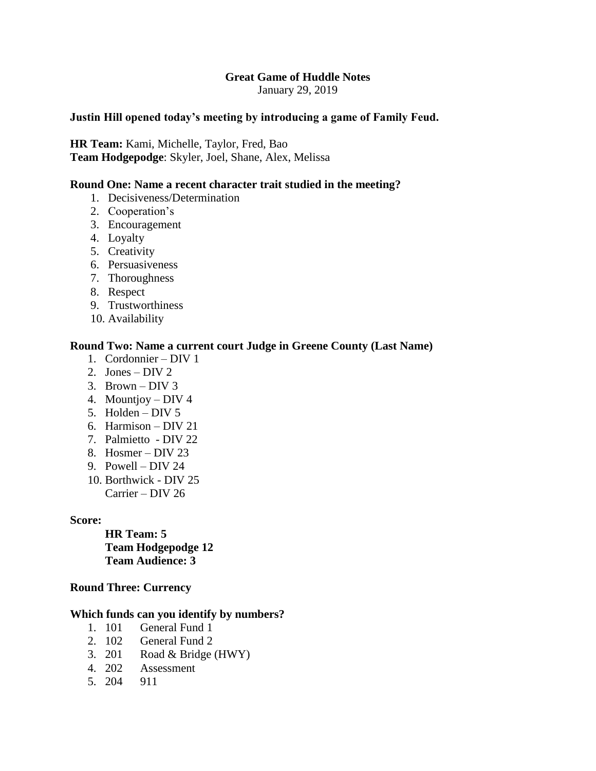# Great Game of Huddle Notes

January 29, 2019

**Justin Hill opened today's meeting by introducing a game of Family Feud.**

**HR Team:** Kami, Michelle, Taylor, Fred, Bao
**Team Hodgepodge**: Skyler, Joel, Shane, Alex, Melissa

**Round One: Name a recent character trait studied in the meeting?**

1. Decisiveness/Determination
2. Cooperation's
3. Encouragement
4. Loyalty
5. Creativity
6. Persuasiveness
7. Thoroughness
8. Respect
9. Trustworthiness
10. Availability

**Round Two: Name a current court Judge in Greene County (Last Name)**

1. Cordonnier – DIV 1
2. Jones – DIV 2
3. Brown – DIV 3
4. Mountjoy – DIV 4
5. Holden – DIV 5
6. Harmison – DIV 21
7. Palmietto - DIV 22
8. Hosmer – DIV 23
9. Powell – DIV 24
10. Borthwick - DIV 25
    Carrier – DIV 26

**Score:**

**HR Team: 5**
**Team Hodgepodge 12**
**Team Audience: 3**

**Round Three: Currency**

**Which funds can you identify by numbers?**

1. 101 General Fund 1
2. 102 General Fund 2
3. 201 Road & Bridge (HWY)
4. 202 Assessment
5. 204 911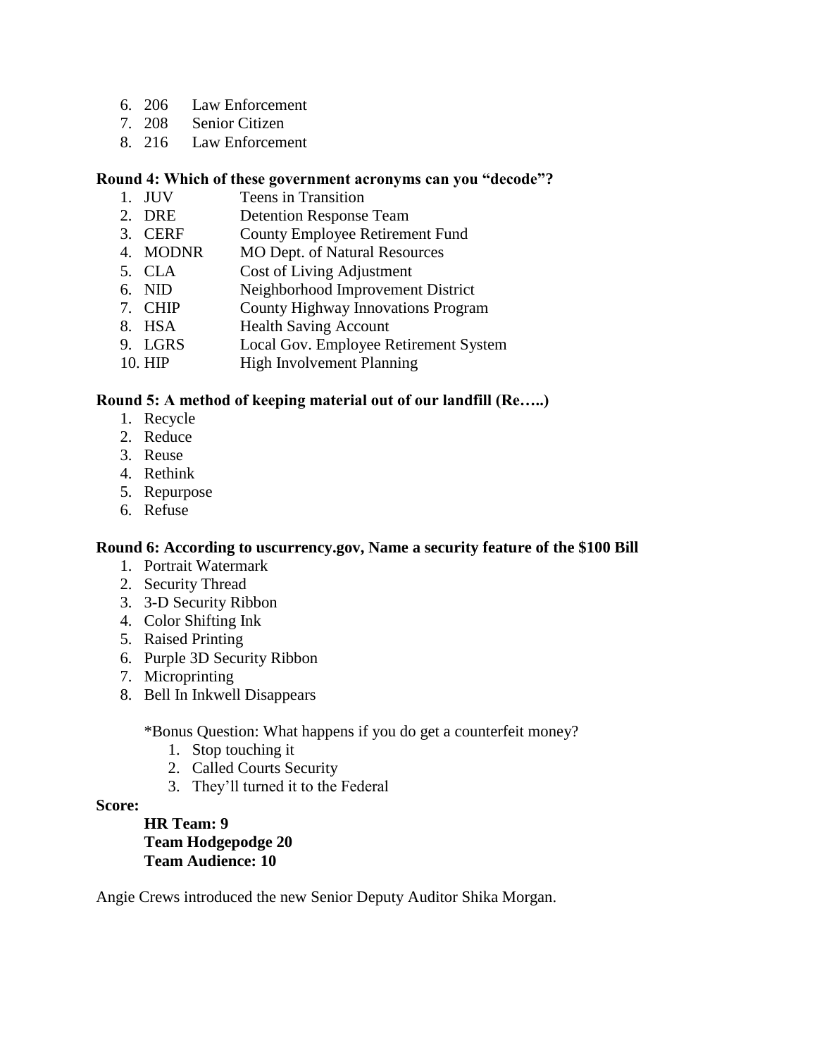6. 206 Law Enforcement
7. 208 Senior Citizen
8. 216 Law Enforcement

**Round 4: Which of these government acronyms can you "decode"?**

1. JUV Teens in Transition
2. DRE Detention Response Team
3. CERF County Employee Retirement Fund
4. MODNR MO Dept. of Natural Resources
5. CLA Cost of Living Adjustment
6. NID Neighborhood Improvement District
7. CHIP County Highway Innovations Program
8. HSA Health Saving Account
9. LGRS Local Gov. Employee Retirement System
10. HIP High Involvement Planning

**Round 5: A method of keeping material out of our landfill (Re…..)**

1. Recycle
2. Reduce
3. Reuse
4. Rethink
5. Repurpose
6. Refuse

**Round 6: According to uscurrency.gov, Name a security feature of the $100 Bill**

1. Portrait Watermark
2. Security Thread
3. 3-D Security Ribbon
4. Color Shifting Ink
5. Raised Printing
6. Purple 3D Security Ribbon
7. Microprinting
8. Bell In Inkwell Disappears

*Bonus Question: What happens if you do get a counterfeit money?

1. Stop touching it
2. Called Courts Security
3. They'll turned it to the Federal

**Score:**

**HR Team: 9**
**Team Hodgepodge 20**
**Team Audience: 10**

Angie Crews introduced the new Senior Deputy Auditor Shika Morgan.